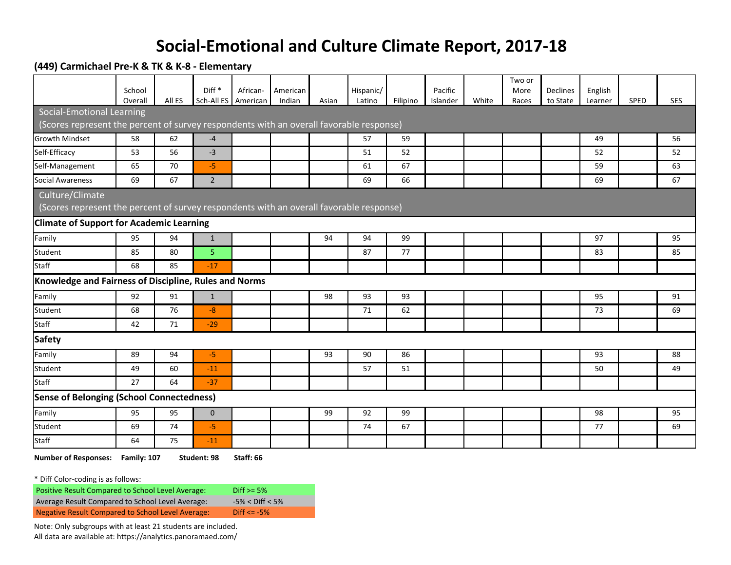# Social-Emotional and Culture Climate Report, 2017-18

## (449) Carmichael Pre-K & TK & K-8 - Elementary

| | School Overall | All ES | Diff * Sch-All ES | African-American | American Indian | Asian | Hispanic/ Latino | Filipino | Pacific Islander | White | Two or More Races | Declines to State | English Learner | SPED | SES |
|---|---|---|---|---|---|---|---|---|---|---|---|---|---|---|---|
| **Social-Emotional Learning** (Scores represent the percent of survey respondents with an overall favorable response) | | | | | | | | | | | | | | | |
| Growth Mindset | 58 | 62 | -4 | | | | 57 | 59 | | | | | 49 | | 56 |
| Self-Efficacy | 53 | 56 | -3 | | | | 51 | 52 | | | | | 52 | | 52 |
| Self-Management | 65 | 70 | -5 | | | | 61 | 67 | | | | | 59 | | 63 |
| Social Awareness | 69 | 67 | 2 | | | | 69 | 66 | | | | | 69 | | 67 |
| **Culture/Climate** (Scores represent the percent of survey respondents with an overall favorable response) | | | | | | | | | | | | | | | |
| **Climate of Support for Academic Learning** | | | | | | | | | | | | | | | |
| Family | 95 | 94 | 1 | | | 94 | 94 | 99 | | | | | 97 | | 95 |
| Student | 85 | 80 | 5 | | | | 87 | 77 | | | | | 83 | | 85 |
| Staff | 68 | 85 | -17 | | | | | | | | | | | | |
| **Knowledge and Fairness of Discipline, Rules and Norms** | | | | | | | | | | | | | | | |
| Family | 92 | 91 | 1 | | | 98 | 93 | 93 | | | | | 95 | | 91 |
| Student | 68 | 76 | -8 | | | | 71 | 62 | | | | | 73 | | 69 |
| Staff | 42 | 71 | -29 | | | | | | | | | | | | |
| **Safety** | | | | | | | | | | | | | | | |
| Family | 89 | 94 | -5 | | | 93 | 90 | 86 | | | | | 93 | | 88 |
| Student | 49 | 60 | -11 | | | | 57 | 51 | | | | | 50 | | 49 |
| Staff | 27 | 64 | -37 | | | | | | | | | | | | |
| **Sense of Belonging (School Connectedness)** | | | | | | | | | | | | | | | |
| Family | 95 | 95 | 0 | | | 99 | 92 | 99 | | | | | 98 | | 95 |
| Student | 69 | 74 | -5 | | | | 74 | 67 | | | | | 77 | | 69 |
| Staff | 64 | 75 | -11 | | | | | | | | | | | | |

**Number of Responses: Family: 107 Student: 98 Staff: 66**

* Diff Color-coding is as follows:

| | |
|---|---|
| Positive Result Compared to School Level Average: | Diff >= 5% |
| Average Result Compared to School Level Average: | -5% < Diff < 5% |
| Negative Result Compared to School Level Average: | Diff <= -5% |

Note: Only subgroups with at least 21 students are included.
All data are available at: https://analytics.panoramaed.com/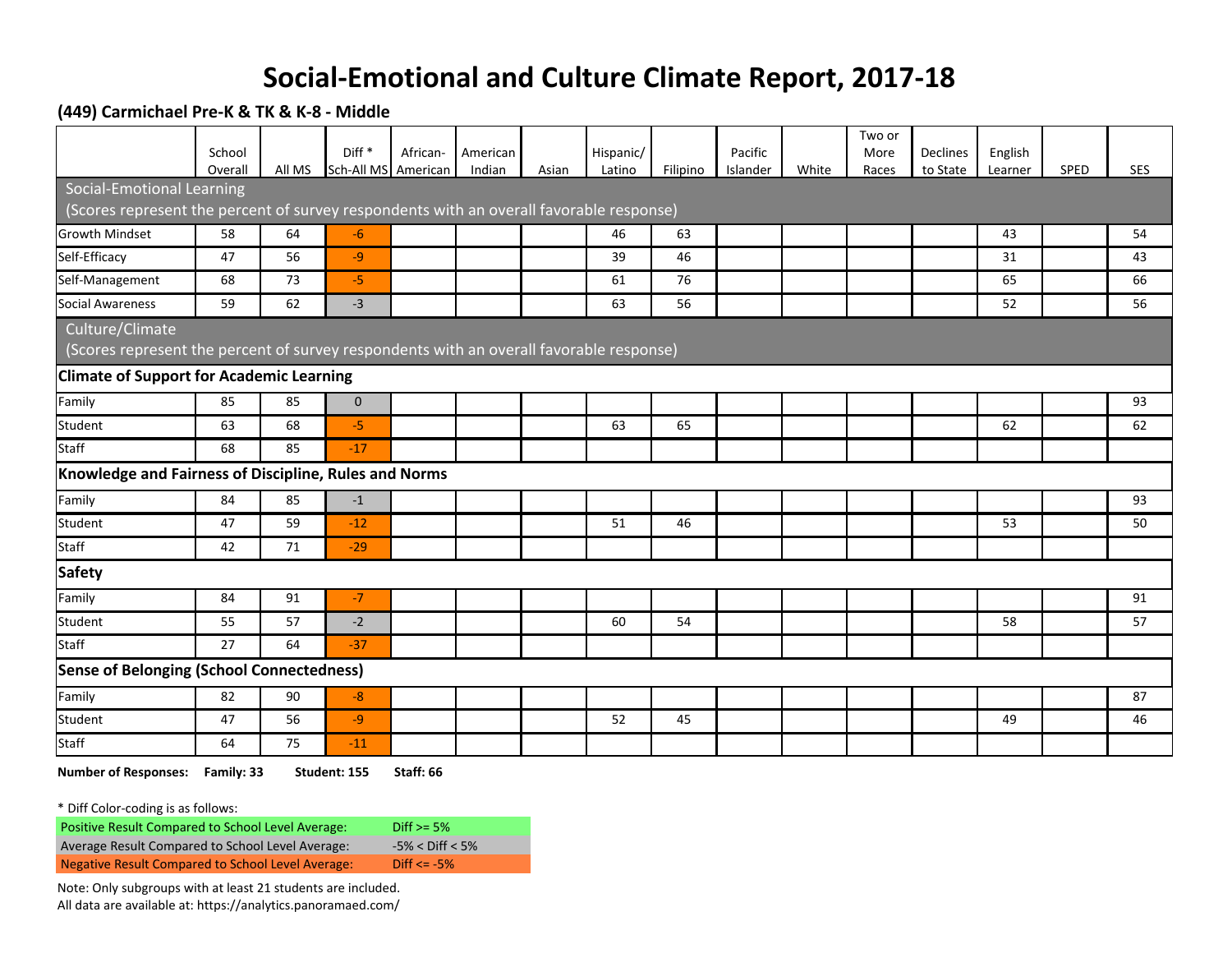# Social-Emotional and Culture Climate Report, 2017-18

## (449) Carmichael Pre-K & TK & K-8 - Middle

| | School Overall | All MS | Diff * Sch-All MS | African-American | American Indian | Asian | Hispanic/ Latino | Filipino | Pacific Islander | White | Two or More Races | Declines to State | English Learner | SPED | SES |
|---|---|---|---|---|---|---|---|---|---|---|---|---|---|---|---|
| **Social-Emotional Learning** (Scores represent the percent of survey respondents with an overall favorable response) | | | | | | | | | | | | | | | |
| Growth Mindset | 58 | 64 | -6 | | | | 46 | 63 | | | | | 43 | | 54 |
| Self-Efficacy | 47 | 56 | -9 | | | | 39 | 46 | | | | | 31 | | 43 |
| Self-Management | 68 | 73 | -5 | | | | 61 | 76 | | | | | 65 | | 66 |
| Social Awareness | 59 | 62 | -3 | | | | 63 | 56 | | | | | 52 | | 56 |
| **Culture/Climate** (Scores represent the percent of survey respondents with an overall favorable response) | | | | | | | | | | | | | | | |
| **Climate of Support for Academic Learning** | | | | | | | | | | | | | | | |
| Family | 85 | 85 | 0 | | | | | | | | | | | | 93 |
| Student | 63 | 68 | -5 | | | | 63 | 65 | | | | | 62 | | 62 |
| Staff | 68 | 85 | -17 | | | | | | | | | | | | |
| **Knowledge and Fairness of Discipline, Rules and Norms** | | | | | | | | | | | | | | | |
| Family | 84 | 85 | -1 | | | | | | | | | | | | 93 |
| Student | 47 | 59 | -12 | | | | 51 | 46 | | | | | 53 | | 50 |
| Staff | 42 | 71 | -29 | | | | | | | | | | | | |
| **Safety** | | | | | | | | | | | | | | | |
| Family | 84 | 91 | -7 | | | | | | | | | | | | 91 |
| Student | 55 | 57 | -2 | | | | 60 | 54 | | | | | 58 | | 57 |
| Staff | 27 | 64 | -37 | | | | | | | | | | | | |
| **Sense of Belonging (School Connectedness)** | | | | | | | | | | | | | | | |
| Family | 82 | 90 | -8 | | | | | | | | | | | | 87 |
| Student | 47 | 56 | -9 | | | | 52 | 45 | | | | | 49 | | 46 |
| Staff | 64 | 75 | -11 | | | | | | | | | | | | |

**Number of Responses: Family: 33 Student: 155 Staff: 66**

* Diff Color-coding is as follows:

| | |
|---|---|
| Positive Result Compared to School Level Average: | Diff >= 5% |
| Average Result Compared to School Level Average: | -5% < Diff < 5% |
| Negative Result Compared to School Level Average: | Diff <= -5% |

Note: Only subgroups with at least 21 students are included.
All data are available at: https://analytics.panoramaed.com/